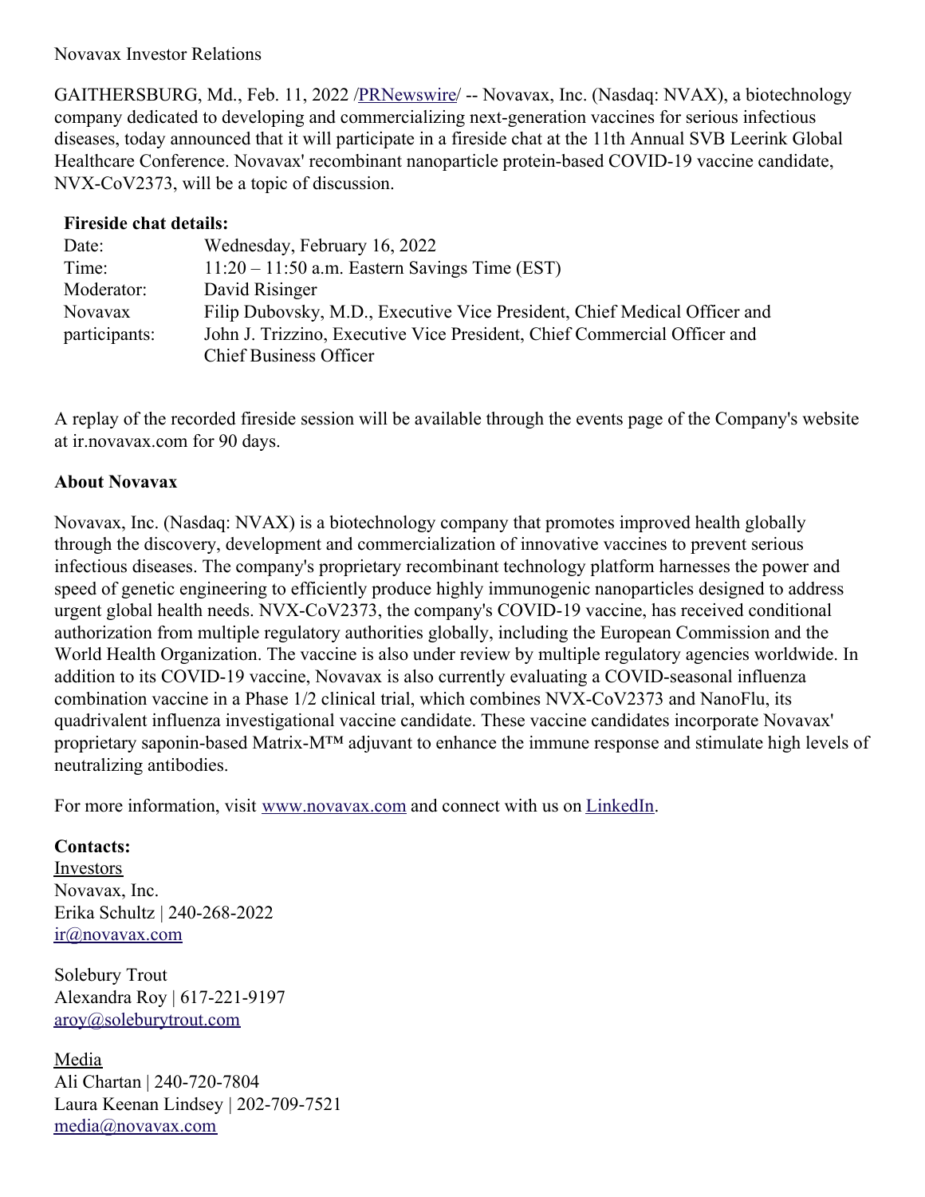Novavax Investor Relations

GAITHERSBURG, Md., Feb. 11, 2022 /[PRNewswire](#)/ -- Novavax, Inc. (Nasdaq: NVAX), a biotechnology company dedicated to developing and commercializing next-generation vaccines for serious infectious diseases, today announced that it will participate in a fireside chat at the 11th Annual SVB Leerink Global Healthcare Conference. Novavax' recombinant nanoparticle protein-based COVID-19 vaccine candidate, NVX-CoV2373, will be a topic of discussion.

**Fireside chat details:**

| | |
|---|---|
| Date: | Wednesday, February 16, 2022 |
| Time: | 11:20 – 11:50 a.m. Eastern Savings Time (EST) |
| Moderator: | David Risinger |
| Novavax participants: | Filip Dubovsky, M.D., Executive Vice President, Chief Medical Officer and John J. Trizzino, Executive Vice President, Chief Commercial Officer and Chief Business Officer |

A replay of the recorded fireside session will be available through the events page of the Company's website at ir.novavax.com for 90 days.

**About Novavax**

Novavax, Inc. (Nasdaq: NVAX) is a biotechnology company that promotes improved health globally through the discovery, development and commercialization of innovative vaccines to prevent serious infectious diseases. The company's proprietary recombinant technology platform harnesses the power and speed of genetic engineering to efficiently produce highly immunogenic nanoparticles designed to address urgent global health needs. NVX-CoV2373, the company's COVID-19 vaccine, has received conditional authorization from multiple regulatory authorities globally, including the European Commission and the World Health Organization. The vaccine is also under review by multiple regulatory agencies worldwide. In addition to its COVID-19 vaccine, Novavax is also currently evaluating a COVID-seasonal influenza combination vaccine in a Phase 1/2 clinical trial, which combines NVX-CoV2373 and NanoFlu, its quadrivalent influenza investigational vaccine candidate. These vaccine candidates incorporate Novavax' proprietary saponin-based Matrix-M™ adjuvant to enhance the immune response and stimulate high levels of neutralizing antibodies.

For more information, visit [www.novavax.com](http://www.novavax.com) and connect with us on [LinkedIn](#).

**Contacts:**

Investors
Novavax, Inc.
Erika Schultz | 240-268-2022
[ir@novavax.com](mailto:ir@novavax.com)

Solebury Trout
Alexandra Roy | 617-221-9197
[aroy@soleburytrout.com](mailto:aroy@soleburytrout.com)

Media
Ali Chartan | 240-720-7804
Laura Keenan Lindsey | 202-709-7521
[media@novavax.com](mailto:media@novavax.com)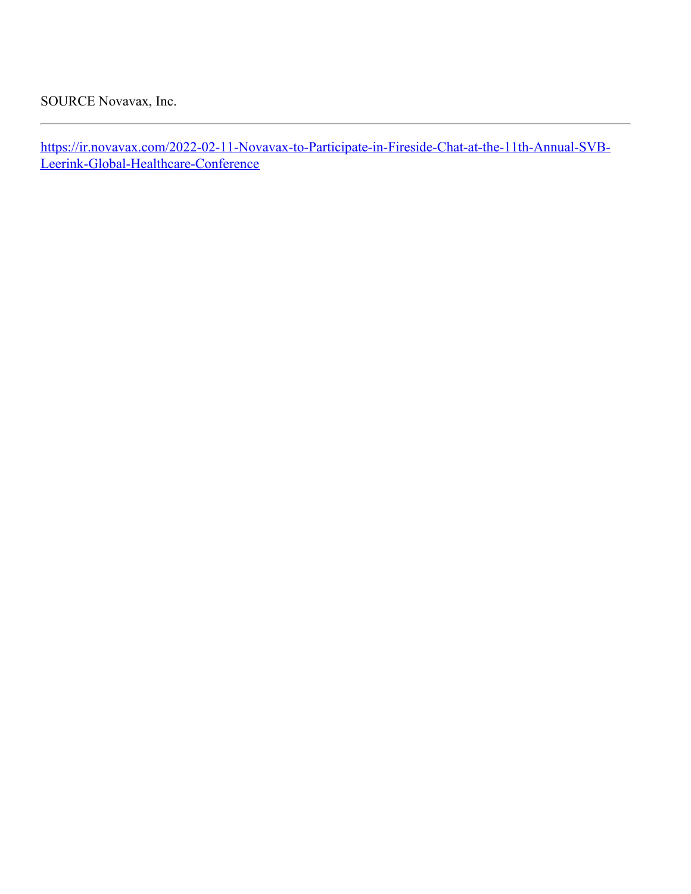SOURCE Novavax, Inc.

---

[https://ir.novavax.com/2022-02-11-Novavax-to-Participate-in-Fireside-Chat-at-the-11th-Annual-SVB-Leerink-Global-Healthcare-Conference](https://ir.novavax.com/2022-02-11-Novavax-to-Participate-in-Fireside-Chat-at-the-11th-Annual-SVB-Leerink-Global-Healthcare-Conference)